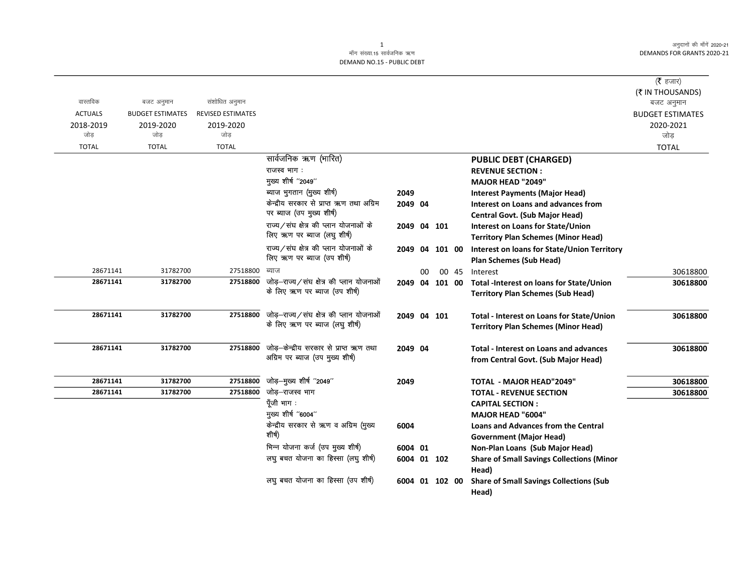माँग संख्या.15 सार्वजनिक ऋण
DEMAND NO.15 - PUBLIC DEBT

अनुदानों की माँगें 2020-21
DEMANDS FOR GRANTS 2020-21

(₹ हजार)
(₹ IN THOUSANDS)

| वास्तविक ACTUALS 2018-2019 जोड़ TOTAL | बजट अनुमान BUDGET ESTIMATES 2019-2020 जोड़ TOTAL | संशोधित अनुमान REVISED ESTIMATES 2019-2020 जोड़ TOTAL | | | | बजट अनुमान BUDGET ESTIMATES 2020-2021 जोड़ TOTAL |
|---|---|---|---|---|---|---|
| | | | सार्वजनिक ऋण (भारित) | | **PUBLIC DEBT (CHARGED)** | |
| | | | राजस्व भाग : | | **REVENUE SECTION :** | |
| | | | मुख्य शीर्ष "2049" | | **MAJOR HEAD "2049"** | |
| | | | ब्याज भुगतान (मुख्य शीर्ष) | **2049** | **Interest Payments (Major Head)** | |
| | | | केन्द्रीय सरकार से प्राप्त ऋण तथा अग्रिम पर ब्याज (उप मुख्य शीर्ष) | **2049 04** | **Interest on Loans and advances from Central Govt. (Sub Major Head)** | |
| | | | राज्य/संघ क्षेत्र की प्लान योजनाओं के लिए ऋण पर ब्याज (लघु शीर्ष) | **2049 04 101** | **Interest on Loans for State/Union Territory Plan Schemes (Minor Head)** | |
| | | | राज्य/संघ क्षेत्र की प्लान योजनाओं के लिए ऋण पर ब्याज (उप शीर्ष) | **2049 04 101 00** | **Interest on loans for State/Union Territory Plan Schemes (Sub Head)** | |
| 28671141 | 31782700 | 27518800 | ब्याज | 00 00 45 | Interest | 30618800 |
| **28671141** | **31782700** | **27518800** | जोड़–राज्य/संघ क्षेत्र की प्लान योजनाओं के लिए ऋण पर ब्याज (उप शीर्ष) | **2049 04 101 00** | **Total -Interest on loans for State/Union Territory Plan Schemes (Sub Head)** | **30618800** |
| **28671141** | **31782700** | **27518800** | जोड़–राज्य/संघ क्षेत्र की प्लान योजनाओं के लिए ऋण पर ब्याज (लघु शीर्ष) | **2049 04 101** | **Total - Interest on Loans for State/Union Territory Plan Schemes (Minor Head)** | **30618800** |
| **28671141** | **31782700** | **27518800** | जोड़–केन्द्रीय सरकार से प्राप्त ऋण तथा अग्रिम पर ब्याज (उप मुख्य शीर्ष) | **2049 04** | **Total - Interest on Loans and advances from Central Govt. (Sub Major Head)** | **30618800** |
| **28671141** | **31782700** | **27518800** | जोड़–मुख्य शीर्ष "2049" | **2049** | **TOTAL - MAJOR HEAD"2049"** | **30618800** |
| **28671141** | **31782700** | **27518800** | जोड़–राजस्व भाग | | **TOTAL - REVENUE SECTION** | **30618800** |
| | | | पूँजी भाग : | | **CAPITAL SECTION :** | |
| | | | मुख्य शीर्ष "6004" | | **MAJOR HEAD "6004"** | |
| | | | केन्द्रीय सरकार से ऋण व अग्रिम (मुख्य शीर्ष) | **6004** | **Loans and Advances from the Central Government (Major Head)** | |
| | | | भिन्न योजना कर्ज (उप मुख्य शीर्ष) | **6004 01** | **Non-Plan Loans (Sub Major Head)** | |
| | | | लघु बचत योजना का हिस्सा (लघु शीर्ष) | **6004 01 102** | **Share of Small Savings Collections (Minor Head)** | |
| | | | लघु बचत योजना का हिस्सा (उप शीर्ष) | **6004 01 102 00** | **Share of Small Savings Collections (Sub Head)** | |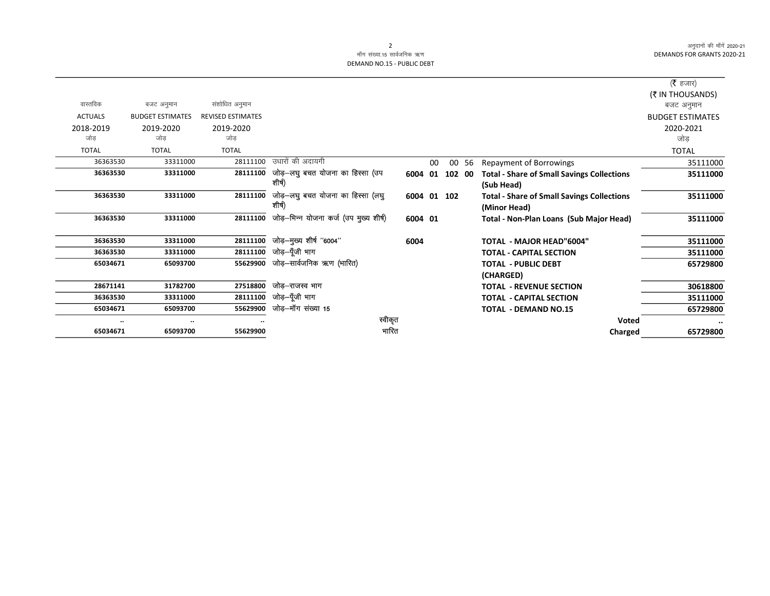माँग संख्या.15 सार्वजनिक ऋण

DEMAND NO.15 - PUBLIC DEBT

| वास्तविक ACTUALS 2018-2019 जोड़ TOTAL | बजट अनुमान BUDGET ESTIMATES 2019-2020 जोड़ TOTAL | संशोधित अनुमान REVISED ESTIMATES 2019-2020 जोड़ TOTAL | | | | (₹ हजार) (₹ IN THOUSANDS) बजट अनुमान BUDGET ESTIMATES 2020-2021 जोड़ TOTAL |
|---|---|---|---|---|---|---|
| 36363530 | 33311000 | 28111100 | उधारों की अदायगी | 00 00 56 | Repayment of Borrowings | 35111000 |
| **36363530** | **33311000** | **28111100** | **जोड़–लघु बचत योजना का हिस्सा (उप शीर्ष)** | **6004 01 102 00** | **Total - Share of Small Savings Collections (Sub Head)** | **35111000** |
| **36363530** | **33311000** | **28111100** | **जोड़–लघु बचत योजना का हिस्सा (लघु शीर्ष)** | **6004 01 102** | **Total - Share of Small Savings Collections (Minor Head)** | **35111000** |
| **36363530** | **33311000** | **28111100** | **जोड़–भिन्न योजना कर्ज (उप मुख्य शीर्ष)** | **6004 01** | **Total - Non-Plan Loans (Sub Major Head)** | **35111000** |
| **36363530** | **33311000** | **28111100** | **जोड़–मुख्य शीर्ष ''6004''** | **6004** | **TOTAL - MAJOR HEAD"6004"** | **35111000** |
| **36363530** | **33311000** | **28111100** | **जोड़–पूँजी भाग** | | **TOTAL - CAPITAL SECTION** | **35111000** |
| **65034671** | **65093700** | **55629900** | **जोड़–सार्वजनिक ऋण (भारित)** | | **TOTAL - PUBLIC DEBT (CHARGED)** | **65729800** |
| **28671141** | **31782700** | **27518800** | **जोड़–राजस्व भाग** | | **TOTAL - REVENUE SECTION** | **30618800** |
| **36363530** | **33311000** | **28111100** | **जोड़–पूँजी भाग** | | **TOTAL - CAPITAL SECTION** | **35111000** |
| **65034671** | **65093700** | **55629900** | **जोड़–मॉग संख्या 15** | | **TOTAL - DEMAND NO.15** | **65729800** |
| .. | .. | .. | स्वीकृत | | **Voted** | .. |
| **65034671** | **65093700** | **55629900** | भारित | | **Charged** | **65729800** |